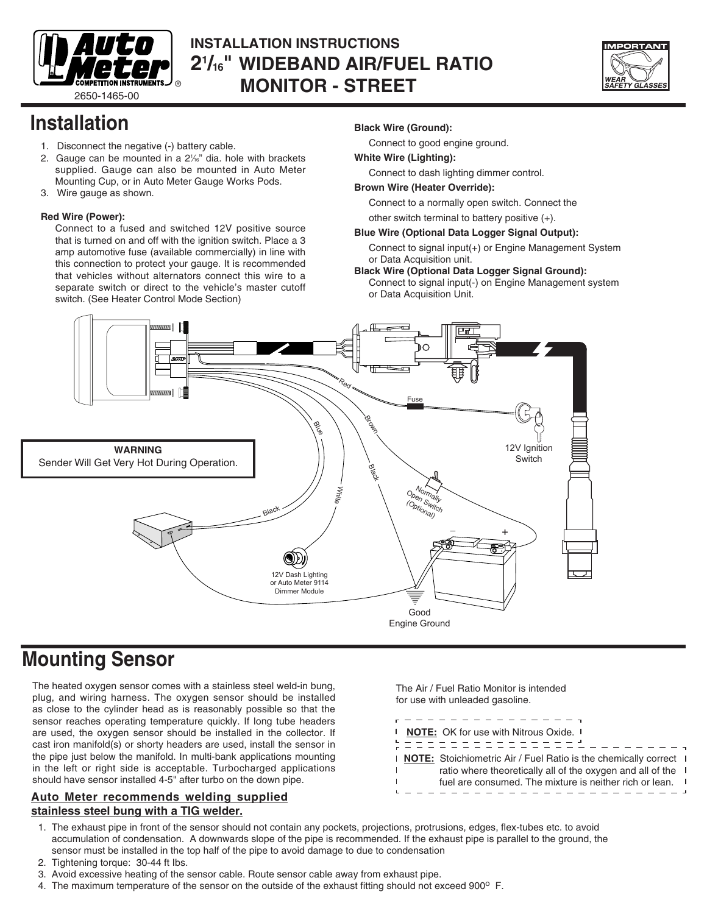# INSTALLATION INSTRUCTIONS 2 1/16" WIDEBAND AIR/FUEL RATIO MONITOR - STREET

2650-1465-00

IMPORTANT
WEAR SAFETY GLASSES

## Installation

1. Disconnect the negative (-) battery cable.
2. Gauge can be mounted in a 2 1/16" dia. hole with brackets supplied. Gauge can also be mounted in Auto Meter Mounting Cup, or in Auto Meter Gauge Works Pods.
3. Wire gauge as shown.

**Red Wire (Power):**

Connect to a fused and switched 12V positive source that is turned on and off with the ignition switch. Place a 3 amp automotive fuse (available commercially) in line with this connection to protect your gauge. It is recommended that vehicles without alternators connect this wire to a separate switch or direct to the vehicle's master cutoff switch. (See Heater Control Mode Section)

**Black Wire (Ground):**

Connect to good engine ground.

**White Wire (Lighting):**

Connect to dash lighting dimmer control.

**Brown Wire (Heater Override):**

Connect to a normally open switch. Connect the other switch terminal to battery positive (+).

**Blue Wire (Optional Data Logger Signal Output):**

Connect to signal input(+) or Engine Management System or Data Acquisition unit.

**Black Wire (Optional Data Logger Signal Ground):**

Connect to signal input(-) on Engine Management system or Data Acquisition Unit.

Red
Fuse
Brown
Blue
Black
White
Black
12V Ignition Switch
Normally Open Switch (Optional)
–
+
12V Dash Lighting or Auto Meter 9114 Dimmer Module
Good Engine Ground

**WARNING**
Sender Will Get Very Hot During Operation.

## Mounting Sensor

The heated oxygen sensor comes with a stainless steel weld-in bung, plug, and wiring harness. The oxygen sensor should be installed as close to the cylinder head as is reasonably possible so that the sensor reaches operating temperature quickly. If long tube headers are used, the oxygen sensor should be installed in the collector. If cast iron manifold(s) or shorty headers are used, install the sensor in the pipe just below the manifold. In multi-bank applications mounting in the left or right side is acceptable. Turbocharged applications should have sensor installed 4-5" after turbo on the down pipe.

**Auto Meter recommends welding supplied stainless steel bung with a TIG welder.**

The Air / Fuel Ratio Monitor is intended for use with unleaded gasoline.

**NOTE:** OK for use with Nitrous Oxide.

**NOTE:** Stoichiometric Air / Fuel Ratio is the chemically correct ratio where theoretically all of the oxygen and all of the fuel are consumed. The mixture is neither rich or lean.

1. The exhaust pipe in front of the sensor should not contain any pockets, projections, protrusions, edges, flex-tubes etc. to avoid accumulation of condensation. A downwards slope of the pipe is recommended. If the exhaust pipe is parallel to the ground, the sensor must be installed in the top half of the pipe to avoid damage to due to condensation
2. Tightening torque: 30-44 ft lbs.
3. Avoid excessive heating of the sensor cable. Route sensor cable away from exhaust pipe.
4. The maximum temperature of the sensor on the outside of the exhaust fitting should not exceed 900º F.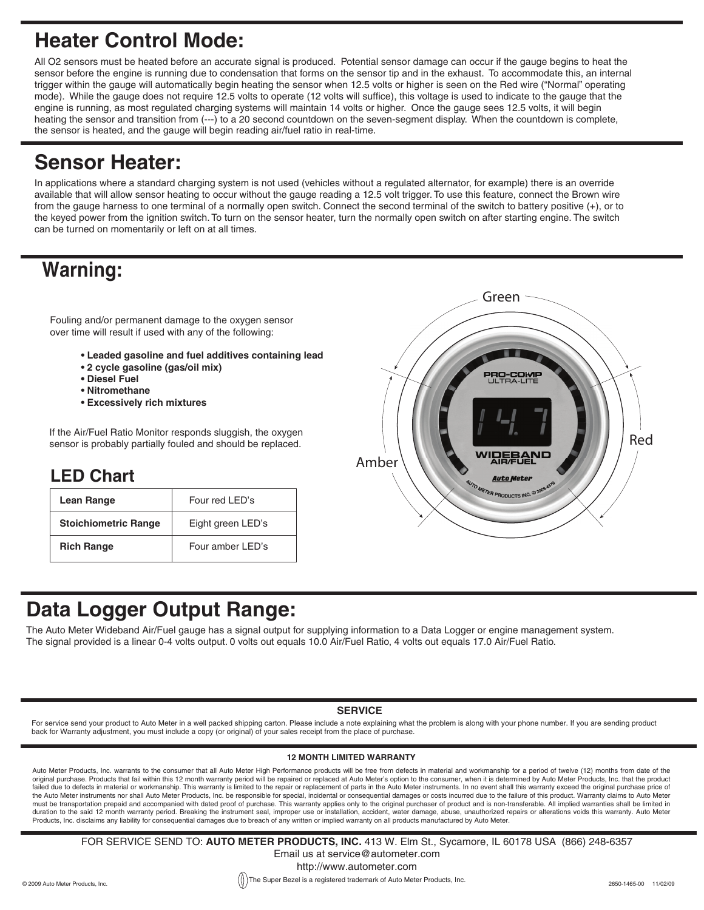## Heater Control Mode:

All O2 sensors must be heated before an accurate signal is produced. Potential sensor damage can occur if the gauge begins to heat the sensor before the engine is running due to condensation that forms on the sensor tip and in the exhaust. To accommodate this, an internal trigger within the gauge will automatically begin heating the sensor when 12.5 volts or higher is seen on the Red wire ("Normal" operating mode). While the gauge does not require 12.5 volts to operate (12 volts will suffice), this voltage is used to indicate to the gauge that the engine is running, as most regulated charging systems will maintain 14 volts or higher. Once the gauge sees 12.5 volts, it will begin heating the sensor and transition from (---) to a 20 second countdown on the seven-segment display. When the countdown is complete, the sensor is heated, and the gauge will begin reading air/fuel ratio in real-time.

## Sensor Heater:

In applications where a standard charging system is not used (vehicles without a regulated alternator, for example) there is an override available that will allow sensor heating to occur without the gauge reading a 12.5 volt trigger. To use this feature, connect the Brown wire from the gauge harness to one terminal of a normally open switch. Connect the second terminal of the switch to battery positive (+), or to the keyed power from the ignition switch. To turn on the sensor heater, turn the normally open switch on after starting engine. The switch can be turned on momentarily or left on at all times.

## Warning:

Fouling and/or permanent damage to the oxygen sensor over time will result if used with any of the following:

- **Leaded gasoline and fuel additives containing lead**
- **2 cycle gasoline (gas/oil mix)**
- **Diesel Fuel**
- **Nitromethane**
- **Excessively rich mixtures**

If the Air/Fuel Ratio Monitor responds sluggish, the oxygen sensor is probably partially fouled and should be replaced.

Green

Red

Amber

PRO-COMP ULTRA-LITE

14.7

WIDEBAND AIR/FUEL

Auto Meter

AUTO METER PRODUCTS INC. © 2009-4379

### LED Chart

| | |
|---|---|
| **Lean Range** | Four red LED's |
| **Stoichiometric Range** | Eight green LED's |
| **Rich Range** | Four amber LED's |

## Data Logger Output Range:

The Auto Meter Wideband Air/Fuel gauge has a signal output for supplying information to a Data Logger or engine management system. The signal provided is a linear 0-4 volts output. 0 volts out equals 10.0 Air/Fuel Ratio, 4 volts out equals 17.0 Air/Fuel Ratio.

### SERVICE

For service send your product to Auto Meter in a well packed shipping carton. Please include a note explaining what the problem is along with your phone number. If you are sending product back for Warranty adjustment, you must include a copy (or original) of your sales receipt from the place of purchase.

### 12 MONTH LIMITED WARRANTY

Auto Meter Products, Inc. warrants to the consumer that all Auto Meter High Performance products will be free from defects in material and workmanship for a period of twelve (12) months from date of the original purchase. Products that fail within this 12 month warranty period will be repaired or replaced at Auto Meter's option to the consumer, when it is determined by Auto Meter Products, Inc. that the product failed due to defects in material or workmanship. This warranty is limited to the repair or replacement of parts in the Auto Meter instruments. In no event shall this warranty exceed the original purchase price of the Auto Meter instruments nor shall Auto Meter Products, Inc. be responsible for special, incidental or consequential damages or costs incurred due to the failure of this product. Warranty claims to Auto Meter must be transportation prepaid and accompanied with dated proof of purchase. This warranty applies only to the original purchaser of product and is non-transferable. All implied warranties shall be limited in duration to the said 12 month warranty period. Breaking the instrument seal, improper use or installation, accident, water damage, abuse, unauthorized repairs or alterations voids this warranty. Auto Meter Products, Inc. disclaims any liability for consequential damages due to breach of any written or implied warranty on all products manufactured by Auto Meter.

FOR SERVICE SEND TO: **AUTO METER PRODUCTS, INC.** 413 W. Elm St., Sycamore, IL 60178 USA (866) 248-6357

Email us at service@autometer.com

http://www.autometer.com

© 2009 Auto Meter Products, Inc.

The Super Bezel is a registered trademark of Auto Meter Products, Inc.

2650-1465-00 11/02/09